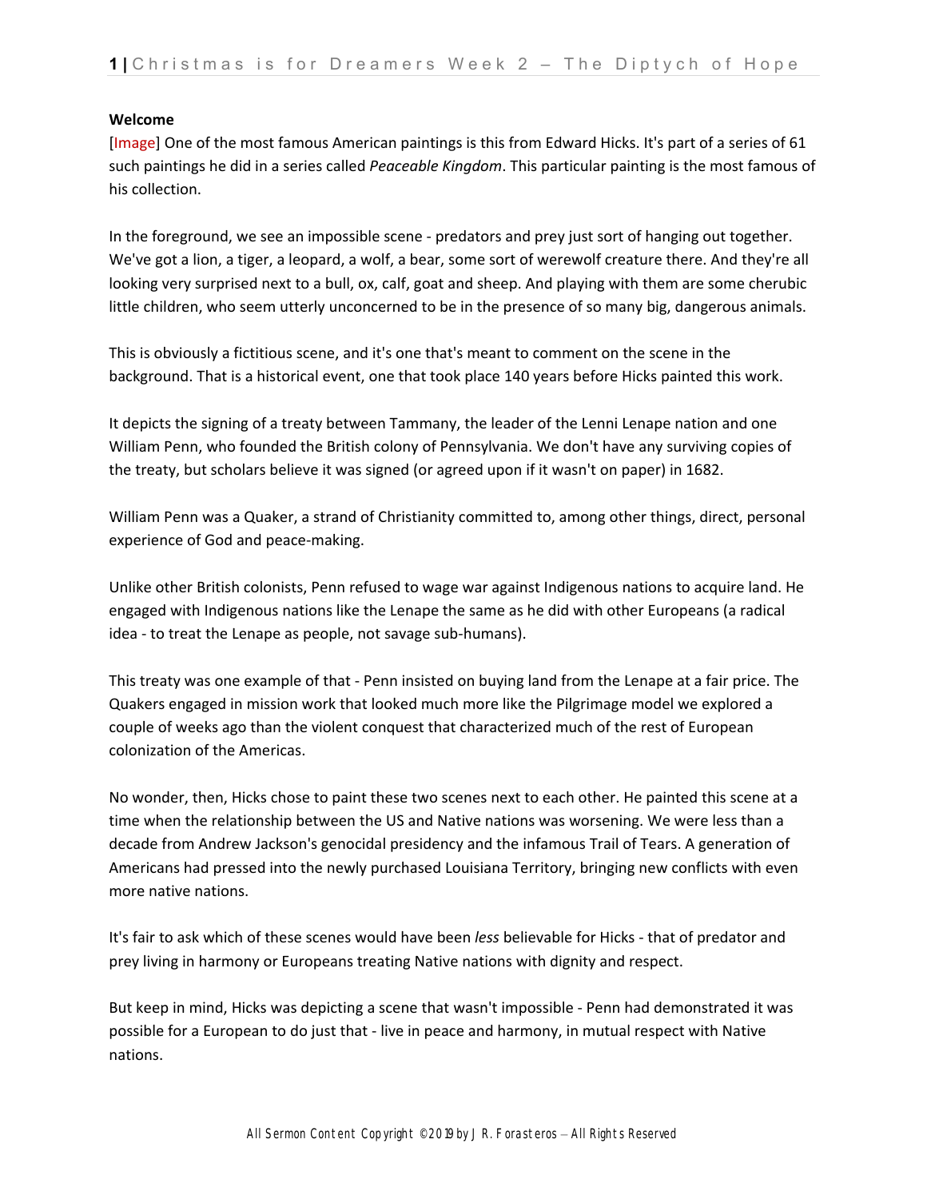## Welcome

[Image] One of the most famous American paintings is this from Edward Hicks. It's part of a series of 61 such paintings he did in a series called *Peaceable Kingdom*. This particular painting is the most famous of his collection.

In the foreground, we see an impossible scene - predators and prey just sort of hanging out together. We've got a lion, a tiger, a leopard, a wolf, a bear, some sort of werewolf creature there. And they're all looking very surprised next to a bull, ox, calf, goat and sheep. And playing with them are some cherubic little children, who seem utterly unconcerned to be in the presence of so many big, dangerous animals.

This is obviously a fictitious scene, and it's one that's meant to comment on the scene in the background. That is a historical event, one that took place 140 years before Hicks painted this work.

It depicts the signing of a treaty between Tammany, the leader of the Lenni Lenape nation and one William Penn, who founded the British colony of Pennsylvania. We don't have any surviving copies of the treaty, but scholars believe it was signed (or agreed upon if it wasn't on paper) in 1682.

William Penn was a Quaker, a strand of Christianity committed to, among other things, direct, personal experience of God and peace-making.

Unlike other British colonists, Penn refused to wage war against Indigenous nations to acquire land. He engaged with Indigenous nations like the Lenape the same as he did with other Europeans (a radical idea - to treat the Lenape as people, not savage sub-humans).

This treaty was one example of that - Penn insisted on buying land from the Lenape at a fair price. The Quakers engaged in mission work that looked much more like the Pilgrimage model we explored a couple of weeks ago than the violent conquest that characterized much of the rest of European colonization of the Americas.

No wonder, then, Hicks chose to paint these two scenes next to each other. He painted this scene at a time when the relationship between the US and Native nations was worsening. We were less than a decade from Andrew Jackson's genocidal presidency and the infamous Trail of Tears. A generation of Americans had pressed into the newly purchased Louisiana Territory, bringing new conflicts with even more native nations.

It's fair to ask which of these scenes would have been *less* believable for Hicks - that of predator and prey living in harmony or Europeans treating Native nations with dignity and respect.

But keep in mind, Hicks was depicting a scene that wasn't impossible - Penn had demonstrated it was possible for a European to do just that - live in peace and harmony, in mutual respect with Native nations.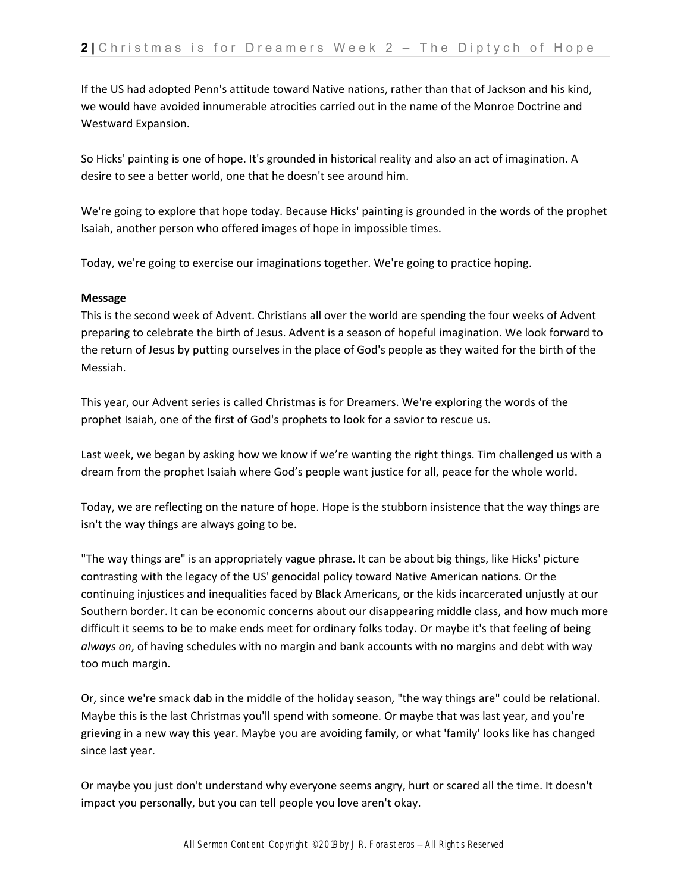If the US had adopted Penn's attitude toward Native nations, rather than that of Jackson and his kind, we would have avoided innumerable atrocities carried out in the name of the Monroe Doctrine and Westward Expansion.

So Hicks' painting is one of hope. It's grounded in historical reality and also an act of imagination. A desire to see a better world, one that he doesn't see around him.

We're going to explore that hope today. Because Hicks' painting is grounded in the words of the prophet Isaiah, another person who offered images of hope in impossible times.

Today, we're going to exercise our imaginations together. We're going to practice hoping.

**Message**

This is the second week of Advent. Christians all over the world are spending the four weeks of Advent preparing to celebrate the birth of Jesus. Advent is a season of hopeful imagination. We look forward to the return of Jesus by putting ourselves in the place of God's people as they waited for the birth of the Messiah.

This year, our Advent series is called Christmas is for Dreamers. We're exploring the words of the prophet Isaiah, one of the first of God's prophets to look for a savior to rescue us.

Last week, we began by asking how we know if we're wanting the right things. Tim challenged us with a dream from the prophet Isaiah where God's people want justice for all, peace for the whole world.

Today, we are reflecting on the nature of hope. Hope is the stubborn insistence that the way things are isn't the way things are always going to be.

"The way things are" is an appropriately vague phrase. It can be about big things, like Hicks' picture contrasting with the legacy of the US' genocidal policy toward Native American nations. Or the continuing injustices and inequalities faced by Black Americans, or the kids incarcerated unjustly at our Southern border. It can be economic concerns about our disappearing middle class, and how much more difficult it seems to be to make ends meet for ordinary folks today. Or maybe it's that feeling of being *always on*, of having schedules with no margin and bank accounts with no margins and debt with way too much margin.

Or, since we're smack dab in the middle of the holiday season, "the way things are" could be relational. Maybe this is the last Christmas you'll spend with someone. Or maybe that was last year, and you're grieving in a new way this year. Maybe you are avoiding family, or what 'family' looks like has changed since last year.

Or maybe you just don't understand why everyone seems angry, hurt or scared all the time. It doesn't impact you personally, but you can tell people you love aren't okay.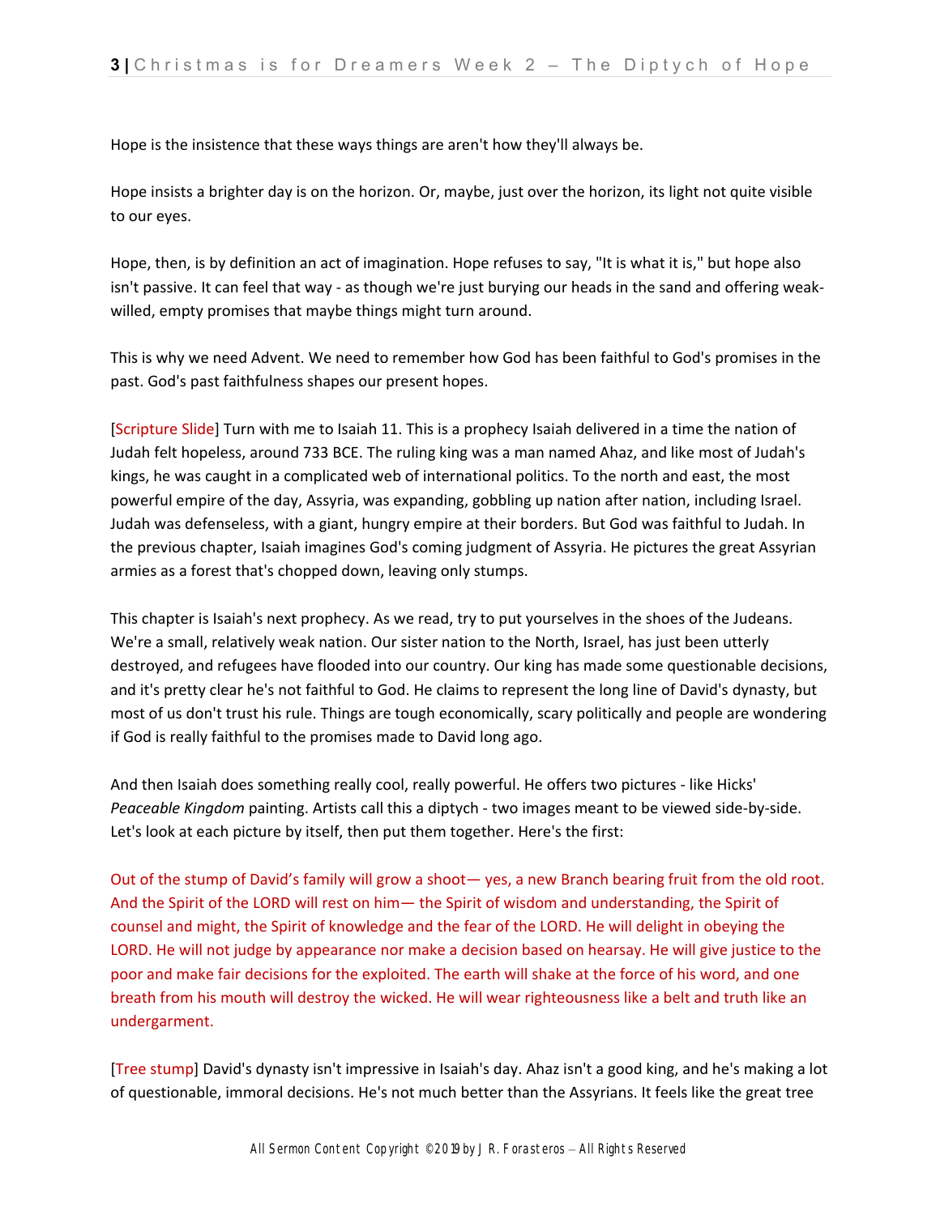Hope is the insistence that these ways things are aren't how they'll always be.

Hope insists a brighter day is on the horizon. Or, maybe, just over the horizon, its light not quite visible to our eyes.

Hope, then, is by definition an act of imagination. Hope refuses to say, "It is what it is," but hope also isn't passive. It can feel that way - as though we're just burying our heads in the sand and offering weak-willed, empty promises that maybe things might turn around.

This is why we need Advent. We need to remember how God has been faithful to God's promises in the past. God's past faithfulness shapes our present hopes.

[Scripture Slide] Turn with me to Isaiah 11. This is a prophecy Isaiah delivered in a time the nation of Judah felt hopeless, around 733 BCE. The ruling king was a man named Ahaz, and like most of Judah's kings, he was caught in a complicated web of international politics. To the north and east, the most powerful empire of the day, Assyria, was expanding, gobbling up nation after nation, including Israel. Judah was defenseless, with a giant, hungry empire at their borders. But God was faithful to Judah. In the previous chapter, Isaiah imagines God's coming judgment of Assyria. He pictures the great Assyrian armies as a forest that's chopped down, leaving only stumps.

This chapter is Isaiah's next prophecy. As we read, try to put yourselves in the shoes of the Judeans. We're a small, relatively weak nation. Our sister nation to the North, Israel, has just been utterly destroyed, and refugees have flooded into our country. Our king has made some questionable decisions, and it's pretty clear he's not faithful to God. He claims to represent the long line of David's dynasty, but most of us don't trust his rule. Things are tough economically, scary politically and people are wondering if God is really faithful to the promises made to David long ago.

And then Isaiah does something really cool, really powerful. He offers two pictures - like Hicks' *Peaceable Kingdom* painting. Artists call this a diptych - two images meant to be viewed side-by-side. Let's look at each picture by itself, then put them together. Here's the first:

Out of the stump of David's family will grow a shoot— yes, a new Branch bearing fruit from the old root. And the Spirit of the LORD will rest on him— the Spirit of wisdom and understanding, the Spirit of counsel and might, the Spirit of knowledge and the fear of the LORD. He will delight in obeying the LORD. He will not judge by appearance nor make a decision based on hearsay. He will give justice to the poor and make fair decisions for the exploited. The earth will shake at the force of his word, and one breath from his mouth will destroy the wicked. He will wear righteousness like a belt and truth like an undergarment.

[Tree stump] David's dynasty isn't impressive in Isaiah's day. Ahaz isn't a good king, and he's making a lot of questionable, immoral decisions. He's not much better than the Assyrians. It feels like the great tree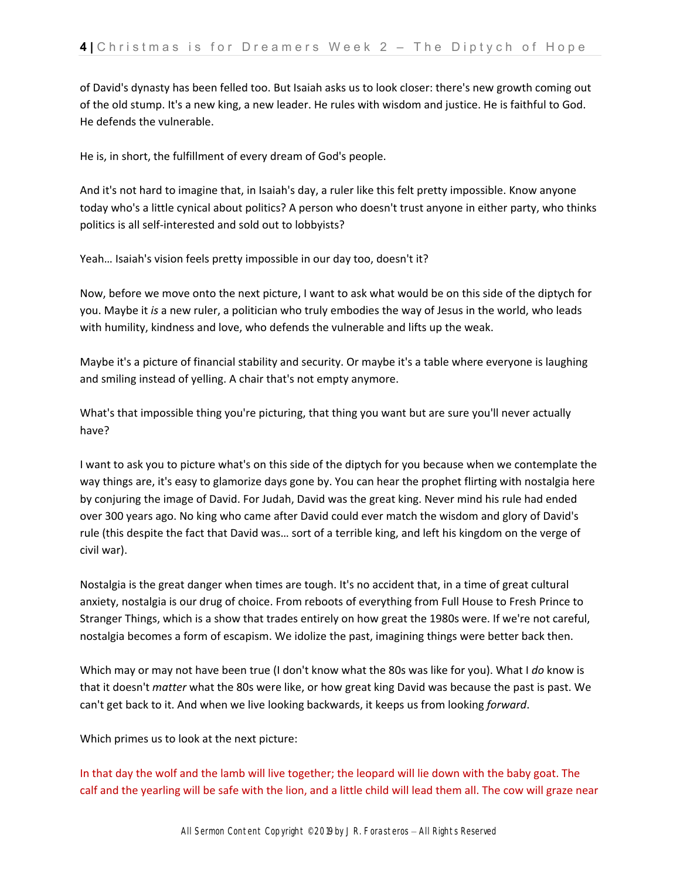of David's dynasty has been felled too. But Isaiah asks us to look closer: there's new growth coming out of the old stump. It's a new king, a new leader. He rules with wisdom and justice. He is faithful to God. He defends the vulnerable.

He is, in short, the fulfillment of every dream of God's people.

And it's not hard to imagine that, in Isaiah's day, a ruler like this felt pretty impossible. Know anyone today who's a little cynical about politics? A person who doesn't trust anyone in either party, who thinks politics is all self-interested and sold out to lobbyists?

Yeah… Isaiah's vision feels pretty impossible in our day too, doesn't it?

Now, before we move onto the next picture, I want to ask what would be on this side of the diptych for you. Maybe it *is* a new ruler, a politician who truly embodies the way of Jesus in the world, who leads with humility, kindness and love, who defends the vulnerable and lifts up the weak.

Maybe it's a picture of financial stability and security. Or maybe it's a table where everyone is laughing and smiling instead of yelling. A chair that's not empty anymore.

What's that impossible thing you're picturing, that thing you want but are sure you'll never actually have?

I want to ask you to picture what's on this side of the diptych for you because when we contemplate the way things are, it's easy to glamorize days gone by. You can hear the prophet flirting with nostalgia here by conjuring the image of David. For Judah, David was the great king. Never mind his rule had ended over 300 years ago. No king who came after David could ever match the wisdom and glory of David's rule (this despite the fact that David was… sort of a terrible king, and left his kingdom on the verge of civil war).

Nostalgia is the great danger when times are tough. It's no accident that, in a time of great cultural anxiety, nostalgia is our drug of choice. From reboots of everything from Full House to Fresh Prince to Stranger Things, which is a show that trades entirely on how great the 1980s were. If we're not careful, nostalgia becomes a form of escapism. We idolize the past, imagining things were better back then.

Which may or may not have been true (I don't know what the 80s was like for you). What I *do* know is that it doesn't *matter* what the 80s were like, or how great king David was because the past is past. We can't get back to it. And when we live looking backwards, it keeps us from looking *forward*.

Which primes us to look at the next picture:

In that day the wolf and the lamb will live together; the leopard will lie down with the baby goat. The calf and the yearling will be safe with the lion, and a little child will lead them all. The cow will graze near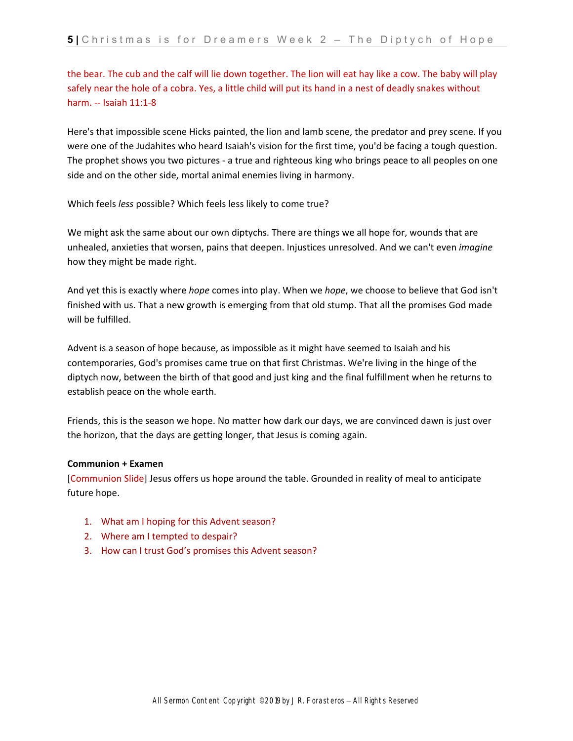the bear. The cub and the calf will lie down together. The lion will eat hay like a cow. The baby will play safely near the hole of a cobra. Yes, a little child will put its hand in a nest of deadly snakes without harm. -- Isaiah 11:1-8

Here's that impossible scene Hicks painted, the lion and lamb scene, the predator and prey scene. If you were one of the Judahites who heard Isaiah's vision for the first time, you'd be facing a tough question. The prophet shows you two pictures - a true and righteous king who brings peace to all peoples on one side and on the other side, mortal animal enemies living in harmony.

Which feels *less* possible? Which feels less likely to come true?

We might ask the same about our own diptychs. There are things we all hope for, wounds that are unhealed, anxieties that worsen, pains that deepen. Injustices unresolved. And we can't even *imagine* how they might be made right.

And yet this is exactly where *hope* comes into play. When we *hope*, we choose to believe that God isn't finished with us. That a new growth is emerging from that old stump. That all the promises God made will be fulfilled.

Advent is a season of hope because, as impossible as it might have seemed to Isaiah and his contemporaries, God's promises came true on that first Christmas. We're living in the hinge of the diptych now, between the birth of that good and just king and the final fulfillment when he returns to establish peace on the whole earth.

Friends, this is the season we hope. No matter how dark our days, we are convinced dawn is just over the horizon, that the days are getting longer, that Jesus is coming again.

**Communion + Examen**
[Communion Slide] Jesus offers us hope around the table. Grounded in reality of meal to anticipate future hope.

1. What am I hoping for this Advent season?
2. Where am I tempted to despair?
3. How can I trust God's promises this Advent season?